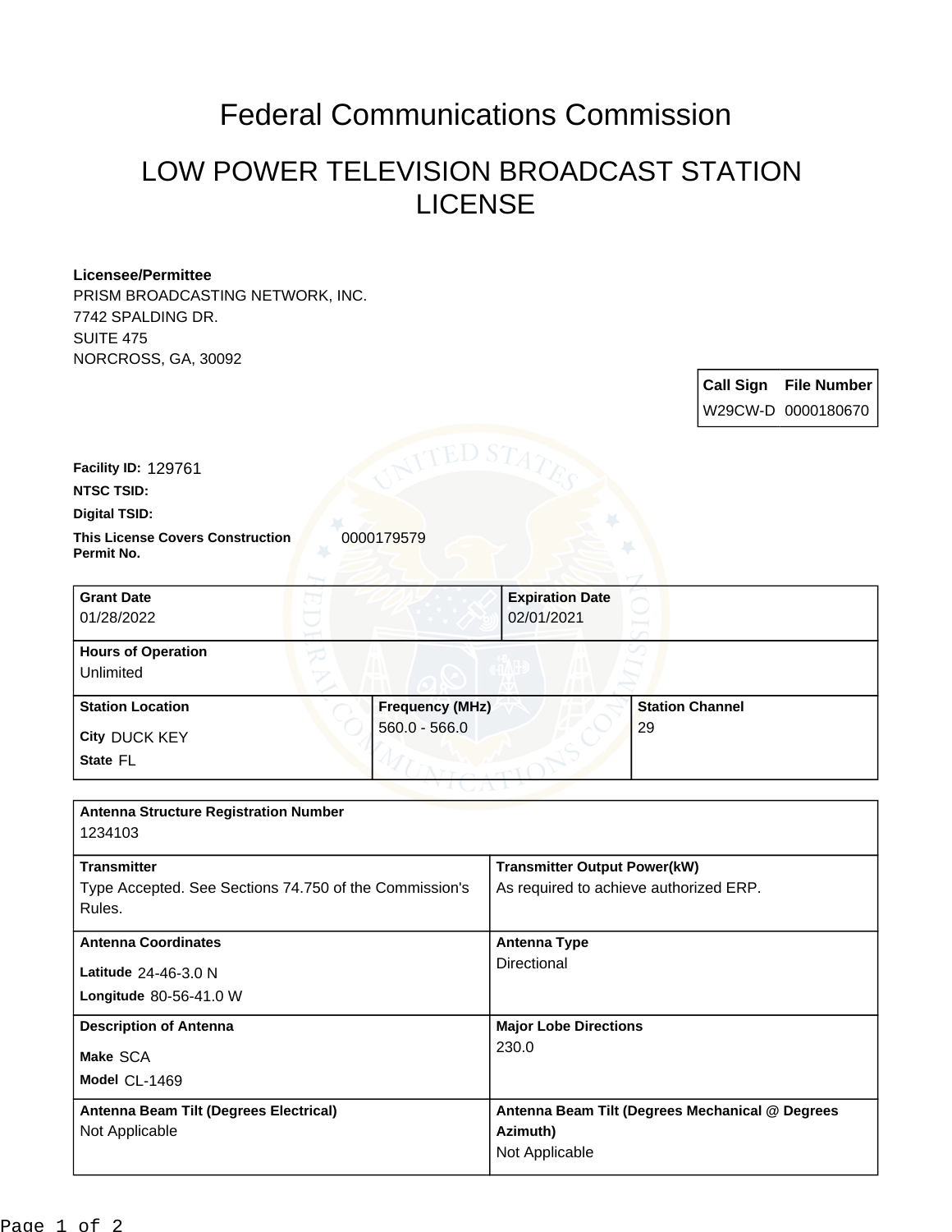# Federal Communications Commission

## LOW POWER TELEVISION BROADCAST STATION LICENSE

**Licensee/Permittee**
PRISM BROADCASTING NETWORK, INC.
7742 SPALDING DR.
SUITE 475
NORCROSS, GA, 30092

| Call Sign | File Number |
|---|---|
| W29CW-D | 0000180670 |

**Facility ID:** 129761

**NTSC TSID:**

**Digital TSID:**

**This License Covers Construction Permit No.** 0000179579

| Grant Date | Expiration Date |
|---|---|
| 01/28/2022 | 02/01/2021 |

**Hours of Operation**
Unlimited

| Station Location | Frequency (MHz) | Station Channel |
|---|---|---|
| City DUCK KEY<br>State FL | 560.0 - 566.0 | 29 |

**Antenna Structure Registration Number**
1234103

| Transmitter | Transmitter Output Power(kW) |
|---|---|
| Type Accepted. See Sections 74.750 of the Commission's Rules. | As required to achieve authorized ERP. |

| Antenna Coordinates | Antenna Type |
|---|---|
| Latitude 24-46-3.0 N<br>Longitude 80-56-41.0 W | Directional |

| Description of Antenna | Major Lobe Directions |
|---|---|
| Make SCA<br>Model CL-1469 | 230.0 |

| Antenna Beam Tilt (Degrees Electrical) | Antenna Beam Tilt (Degrees Mechanical @ Degrees Azimuth) |
|---|---|
| Not Applicable | Not Applicable |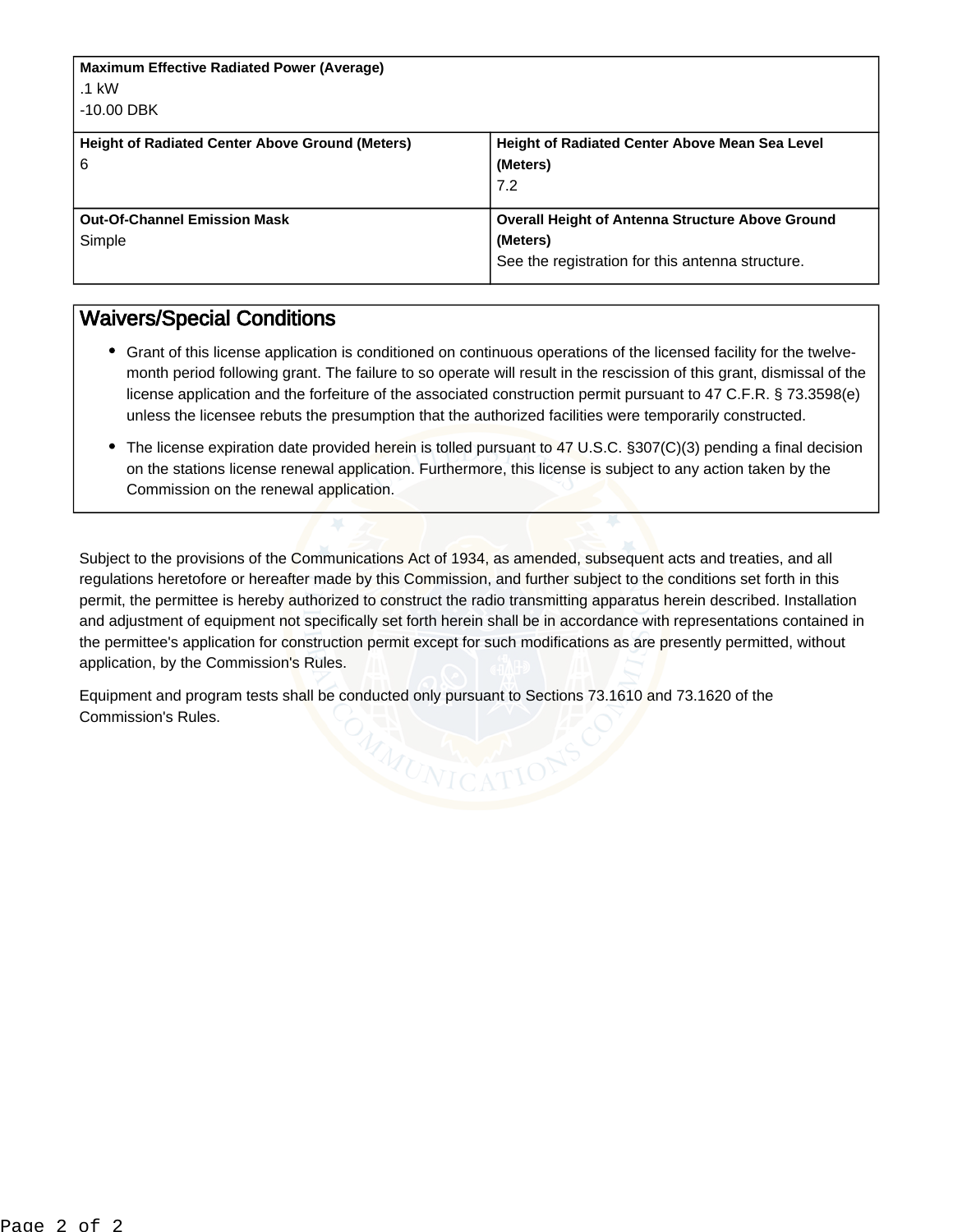| | |
|---|---|
| **Maximum Effective Radiated Power (Average)**<br>.1 kW<br>-10.00 DBK | |
| **Height of Radiated Center Above Ground (Meters)**<br>6 | **Height of Radiated Center Above Mean Sea Level (Meters)**<br>7.2 |
| **Out-Of-Channel Emission Mask**<br>Simple | **Overall Height of Antenna Structure Above Ground (Meters)**<br>See the registration for this antenna structure. |

## Waivers/Special Conditions

- Grant of this license application is conditioned on continuous operations of the licensed facility for the twelve-month period following grant. The failure to so operate will result in the rescission of this grant, dismissal of the license application and the forfeiture of the associated construction permit pursuant to 47 C.F.R. § 73.3598(e) unless the licensee rebuts the presumption that the authorized facilities were temporarily constructed.
- The license expiration date provided herein is tolled pursuant to 47 U.S.C. §307(C)(3) pending a final decision on the stations license renewal application. Furthermore, this license is subject to any action taken by the Commission on the renewal application.

Subject to the provisions of the Communications Act of 1934, as amended, subsequent acts and treaties, and all regulations heretofore or hereafter made by this Commission, and further subject to the conditions set forth in this permit, the permittee is hereby authorized to construct the radio transmitting apparatus herein described. Installation and adjustment of equipment not specifically set forth herein shall be in accordance with representations contained in the permittee's application for construction permit except for such modifications as are presently permitted, without application, by the Commission's Rules.

Equipment and program tests shall be conducted only pursuant to Sections 73.1610 and 73.1620 of the Commission's Rules.